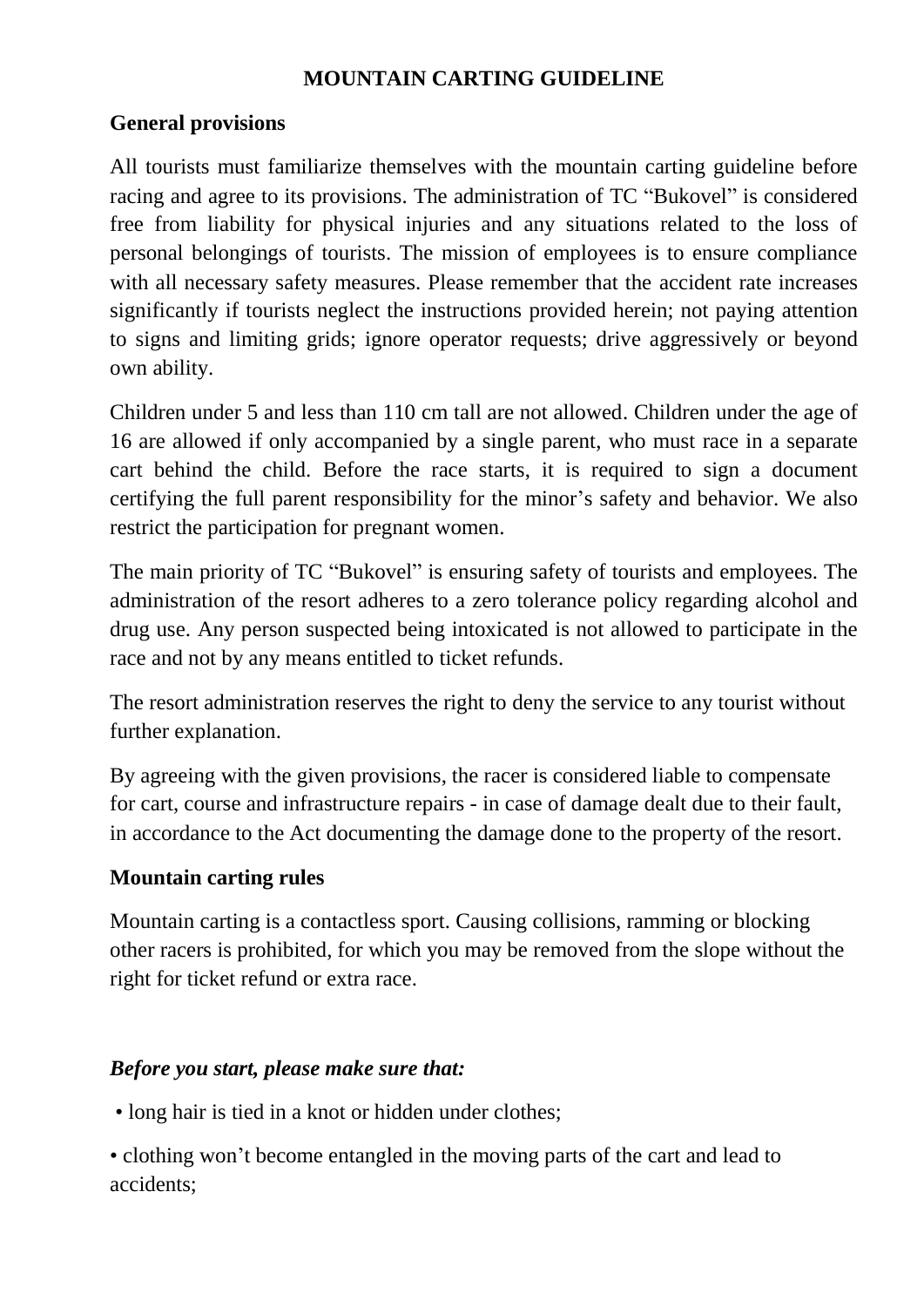# MOUNTAIN CARTING GUIDELINE

## General provisions

All tourists must familiarize themselves with the mountain carting guideline before racing and agree to its provisions. The administration of TC "Bukovel" is considered free from liability for physical injuries and any situations related to the loss of personal belongings of tourists. The mission of employees is to ensure compliance with all necessary safety measures. Please remember that the accident rate increases significantly if tourists neglect the instructions provided herein; not paying attention to signs and limiting grids; ignore operator requests; drive aggressively or beyond own ability.

Children under 5 and less than 110 cm tall are not allowed. Children under the age of 16 are allowed if only accompanied by a single parent, who must race in a separate cart behind the child. Before the race starts, it is required to sign a document certifying the full parent responsibility for the minor's safety and behavior. We also restrict the participation for pregnant women.

The main priority of TC "Bukovel" is ensuring safety of tourists and employees. The administration of the resort adheres to a zero tolerance policy regarding alcohol and drug use. Any person suspected being intoxicated is not allowed to participate in the race and not by any means entitled to ticket refunds.

The resort administration reserves the right to deny the service to any tourist without further explanation.

By agreeing with the given provisions, the racer is considered liable to compensate for cart, course and infrastructure repairs - in case of damage dealt due to their fault, in accordance to the Act documenting the damage done to the property of the resort.

## Mountain carting rules

Mountain carting is a contactless sport. Causing collisions, ramming or blocking other racers is prohibited, for which you may be removed from the slope without the right for ticket refund or extra race.

***Before you start, please make sure that:***

- long hair is tied in a knot or hidden under clothes;
- clothing won't become entangled in the moving parts of the cart and lead to accidents;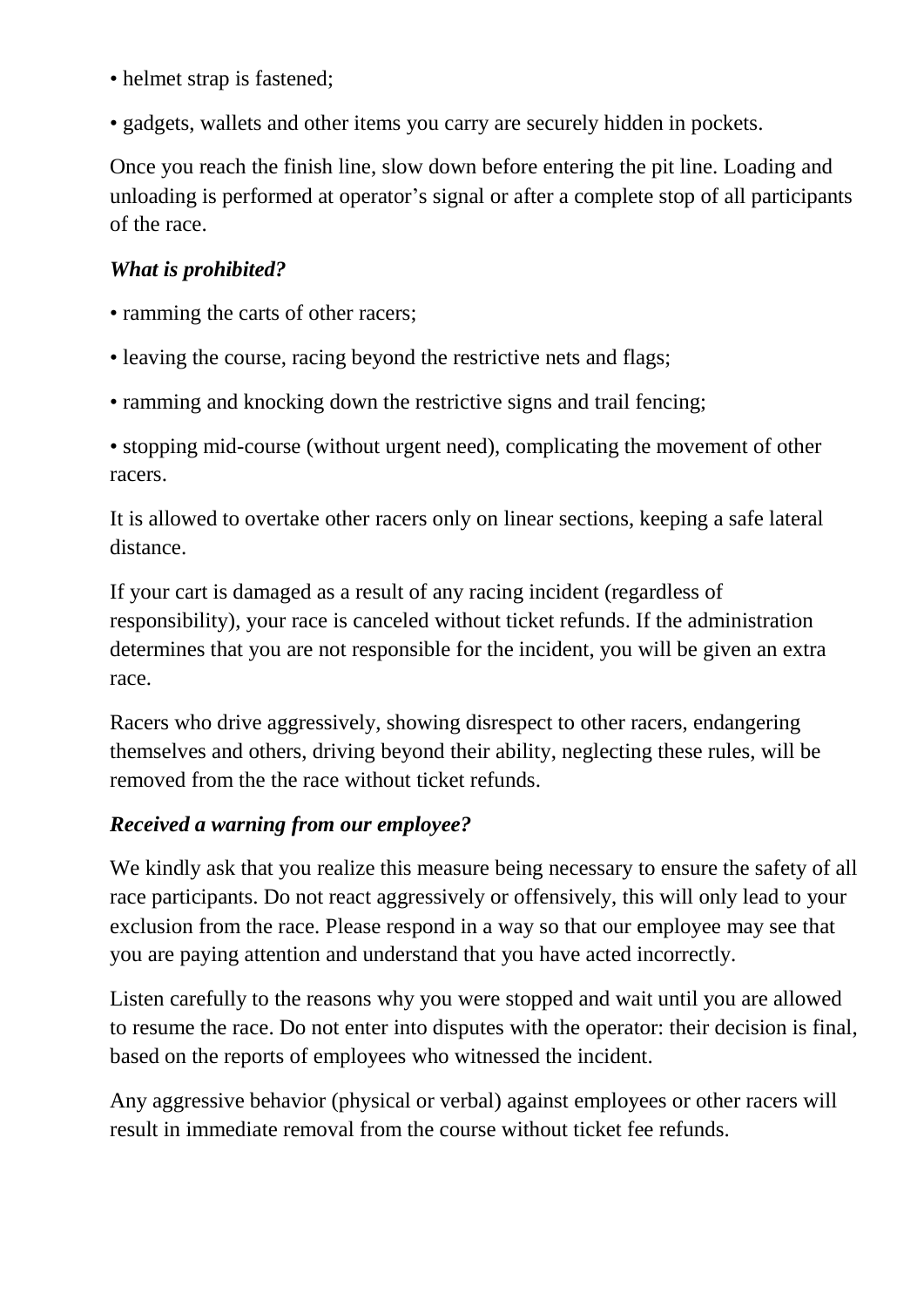• helmet strap is fastened;

• gadgets, wallets and other items you carry are securely hidden in pockets.

Once you reach the finish line, slow down before entering the pit line. Loading and unloading is performed at operator's signal or after a complete stop of all participants of the race.

***What is prohibited?***

• ramming the carts of other racers;

• leaving the course, racing beyond the restrictive nets and flags;

• ramming and knocking down the restrictive signs and trail fencing;

• stopping mid-course (without urgent need), complicating the movement of other racers.

It is allowed to overtake other racers only on linear sections, keeping a safe lateral distance.

If your cart is damaged as a result of any racing incident (regardless of responsibility), your race is canceled without ticket refunds. If the administration determines that you are not responsible for the incident, you will be given an extra race.

Racers who drive aggressively, showing disrespect to other racers, endangering themselves and others, driving beyond their ability, neglecting these rules, will be removed from the the race without ticket refunds.

***Received a warning from our employee?***

We kindly ask that you realize this measure being necessary to ensure the safety of all race participants. Do not react aggressively or offensively, this will only lead to your exclusion from the race. Please respond in a way so that our employee may see that you are paying attention and understand that you have acted incorrectly.

Listen carefully to the reasons why you were stopped and wait until you are allowed to resume the race. Do not enter into disputes with the operator: their decision is final, based on the reports of employees who witnessed the incident.

Any aggressive behavior (physical or verbal) against employees or other racers will result in immediate removal from the course without ticket fee refunds.